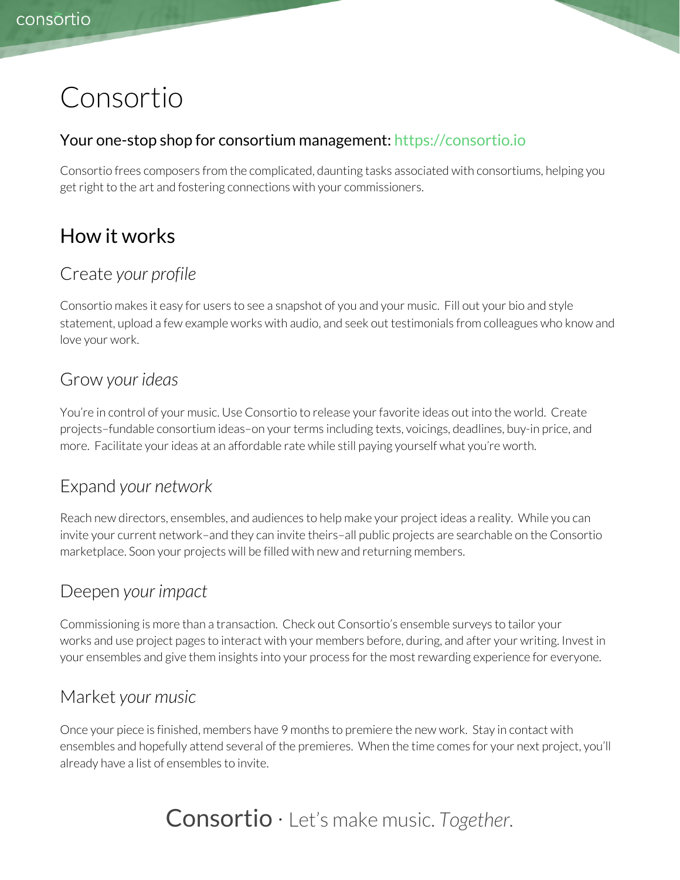# Consortio

### Your one-stop shop for consortium management: https://consortio.io

Consortio frees composers from the complicated, daunting tasks associated with consortiums, helping you get right to the art and fostering connections with your commissioners.

## How it works

### Create *your profile*

Consortio makes it easy for users to see a snapshot of you and your music. Fill out your bio and style statement, upload a few example works with audio, and seek out testimonials from colleagues who know and love your work.

### Grow *your ideas*

You're in control of your music. Use Consortio to release your favorite ideas out into the world. Create projects–fundable consortium ideas–on your terms including texts, voicings, deadlines, buy-in price, and more. Facilitate your ideas at an affordable rate while still paying yourself what you're worth.

### Expand *your network*

Reach new directors, ensembles, and audiences to help make your project ideas a reality. While you can invite your current network–and they can invite theirs–all public projects are searchable on the Consortio marketplace. Soon your projects will be filled with new and returning members.

### Deepen *your impact*

Commissioning is more than a transaction. Check out Consortio's ensemble surveys to tailor your works and use project pages to interact with your members before, during, and after your writing. Invest in your ensembles and give them insights into your process for the most rewarding experience for everyone.

### Market *your music*

Once your piece is finished, members have 9 months to premiere the new work. Stay in contact with ensembles and hopefully attend several of the premieres. When the time comes for your next project, you'll already have a list of ensembles to invite.

Consortio · Let's make music. *Together.*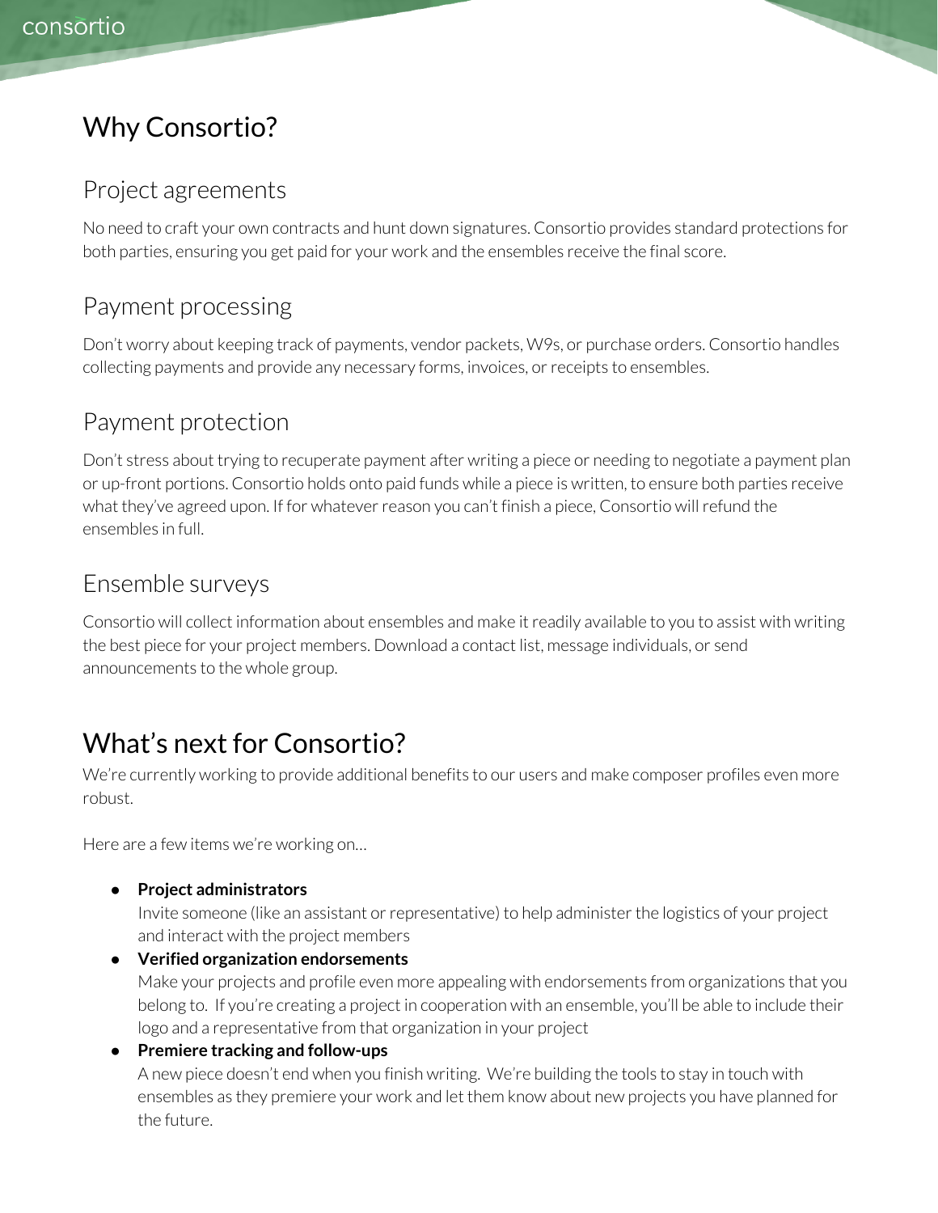# Why Consortio?

## Project agreements

No need to craft your own contracts and hunt down signatures. Consortio provides standard protections for both parties, ensuring you get paid for your work and the ensembles receive the final score.

## Payment processing

Don't worry about keeping track of payments, vendor packets, W9s, or purchase orders. Consortio handles collecting payments and provide any necessary forms, invoices, or receipts to ensembles.

## Payment protection

Don't stress about trying to recuperate payment after writing a piece or needing to negotiate a payment plan or up-front portions. Consortio holds onto paid funds while a piece is written, to ensure both parties receive what they've agreed upon. If for whatever reason you can't finish a piece, Consortio will refund the ensembles in full.

## Ensemble surveys

Consortio will collect information about ensembles and make it readily available to you to assist with writing the best piece for your project members. Download a contact list, message individuals, or send announcements to the whole group.

# What's next for Consortio?

We're currently working to provide additional benefits to our users and make composer profiles even more robust.

Here are a few items we're working on…

- **Project administrators**
  Invite someone (like an assistant or representative) to help administer the logistics of your project and interact with the project members
- **Verified organization endorsements**
  Make your projects and profile even more appealing with endorsements from organizations that you belong to. If you're creating a project in cooperation with an ensemble, you'll be able to include their logo and a representative from that organization in your project
- **Premiere tracking and follow-ups**
  A new piece doesn't end when you finish writing. We're building the tools to stay in touch with ensembles as they premiere your work and let them know about new projects you have planned for the future.